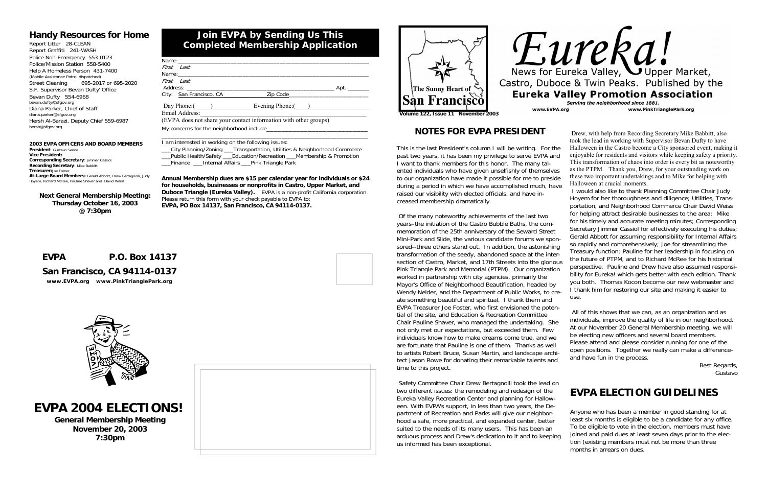## Handy Resources for Home

Report Litter 28-CLEAN
Report Graffiti 241-WASH
Police Non-Emergency 553-0123
Police/Mission Station 558-5400
Help A Homeless Person 431-7400
(Mobile Assistance Patrol dispatched)
Street Cleaning 695-2017 or 695-2020
S.F. Supervisor Bevan Dufty' Office
Bevan Dufty 554-6968
bevan.dufty@sfgov.org
Diana Parker, Chief of Staff
diana.parker@sfgov.org
Hersh Al-Barazi, Deputy Chief 559-6987
hersh@sfgov.org

**2003 EVPA OFFICERS AND BOARD MEMBERS**
**President**: Gustavo Serina
**Vice President:**
**Corresponding Secretary**: Jimmer Cassiol
**Recording Secretary**: Mike Babbitt
**Treasurer:** Joe Foster
**At-Large Board Members:** Gerald Abbott, Drew Bertagnolli, Judy Hoyem, Richard McRee, Pauline Shaver and David Weiss

**Next General Membership Meeting: Thursday October 16, 2003 @ 7:30pm**

## Join EVPA by Sending Us This Completed Membership Application

Name:___________________________________
First Last
Name:___________________________________
First Last
Address: ______________________________ Apt. _______
City: San Francisco, CA Zip Code______________
Day Phone:(_____)__________ Evening Phone:(____)__________
Email Address:______________________________
(EVPA does not share your contact information with other groups)
My concerns for the neighborhood include______________________
_____________________________________________

I am interested in working on the following issues:
___City Planning/Zoning ___Transportation, Utilities & Neighborhood Commerce
___Public Health/Safety ___Education/Recreation ___Membership & Promotion
___Finance ___Internal Affairs ___Pink Triangle Park

**Annual Membership dues are $15 per calendar year for individuals or $24 for households, businesses or nonprofits in Castro, Upper Market, and Duboce Triangle (Eureka Valley).** EVPA is a non-profit California corporation. Please return this form with your check payable to EVPA to:
**EVPA, PO Box 14137, San Francisco, CA 94114-0137.**

**EVPA P.O. Box 14137**
**San Francisco, CA 94114-0137**
**www.EVPA.org www.PinkTrianglePark.org**

# EVPA 2004 ELECTIONS!

**General Membership Meeting**
**November 20, 2003**
**7:30pm**

The Sunny Heart of San Francisco

# Eureka!

News for Eureka Valley, Upper Market, Castro, Duboce & Twin Peaks. Published by the **Eureka Valley Promotion Association**

*Serving the neighborhood since 1881.*

www.EVPA.org www.PinkTrianglePark.org

Volume 122, Issue 11 November 2003

## NOTES FOR EVPA PRESIDENT

This is the last President's column I will be writing. For the past two years, it has been my privilege to serve EVPA and I want to thank members for this honor. The many talented individuals who have given unselfishly of themselves to our organization have made it possible for me to preside during a period in which we have accomplished much, have raised our visibility with elected officials, and have increased membership dramatically.

Of the many noteworthy achievements of the last two years–the initiation of the Castro Bubble Baths, the commemoration of the 25th anniversary of the Seward Street Mini-Park and Slide, the various candidate forums we sponsored--three others stand out. In addition, the astonishing transformation of the seedy, abandoned space at the intersection of Castro, Market, and 17th Streets into the glorious Pink Triangle Park and Memorial (PTPM). Our organization worked in partnership with city agencies, primarily the Mayor's Office of Neighborhood Beautification, headed by Wendy Nelder, and the Department of Public Works, to create something beautiful and spiritual. I thank them and EVPA Treasurer Joe Foster, who first envisioned the potential of the site, and Education & Recreation Committee Chair Pauline Shaver, who managed the undertaking. She not only met our expectations, but exceeded them. Few individuals know how to make dreams come true, and we are fortunate that Pauline is one of them. Thanks as well to artists Robert Bruce, Susan Martin, and landscape architect Jason Rowe for donating their remarkable talents and time to this project.

Safety Committee Chair Drew Bertagnolli took the lead on two different issues: the remodeling and redesign of the Eureka Valley Recreation Center and planning for Halloween. With EVPA's support, in less than two years, the Department of Recreation and Parks will give our neighborhood a safe, more practical, and expanded center, better suited to the needs of its many users. This has been an arduous process and Drew's dedication to it and to keeping us informed has been exceptional.

Drew, with help from Recording Secretary Mike Babbitt, also took the lead in working with Supervisor Bevan Dufty to have Halloween in the Castro become a City sponsored event, making it enjoyable for residents and visitors while keeping safety a priority. This transformation of chaos into order is every bit as noteworthy as the PTPM. Thank you, Drew, for your outstanding work on these two important undertakings and to Mike for helping with Halloween at crucial moments.

I would also like to thank Planning Committee Chair Judy Hoyem for her thoroughness and diligence; Utilities, Transportation, and Neighborhood Commerce Chair David Weiss for helping attract desirable businesses to the area; Mike for his timely and accurate meeting minutes; Corresponding Secretary Jimmer Cassiol for effectively executing his duties; Gerald Abbott for assuming responsibility for Internal Affairs so rapidly and comprehensively; Joe for streamlining the Treasury function; Pauline for her leadership in focusing on the future of PTPM, and to Richard McRee for his historical perspective. Pauline and Drew have also assumed responsibility for Eureka! which gets better with each edition. Thank you both. Thomas Kocon become our new webmaster and I thank him for restoring our site and making it easier to use.

All of this shows that we can, as an organization and as individuals, improve the quality of life in our neighborhood. At our November 20 General Membership meeting, we will be electing new officers and several board members. Please attend and please consider running for one of the open positions. Together we really can make a difference–and have fun in the process.

Best Regards,
Gustavo

## EVPA ELECTION GUIDELINES

Anyone who has been a member in good standing for at least six months is eligible to be a candidate for any office. To be eligible to vote in the election, members must have joined and paid dues at least seven days prior to the election (existing members must not be more than three months in arrears on dues.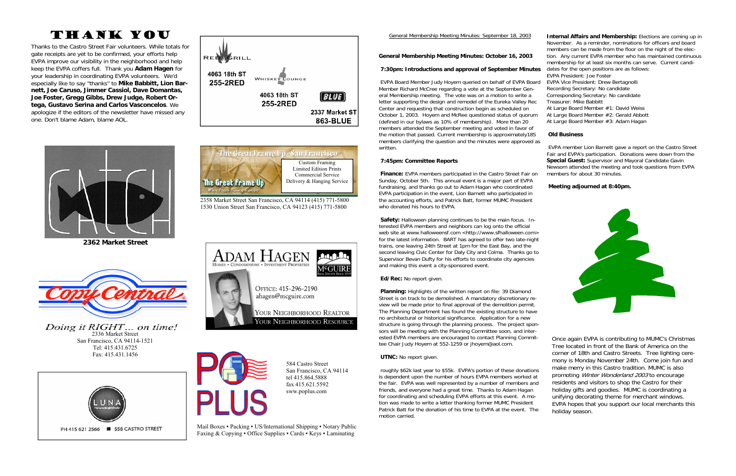# THANK YOU

Thanks to the Castro Street Fair volunteers. While totals for gate receipts are yet to be confirmed, your efforts help EVPA improve our visibility in the neighborhood and help keep the EVPA coffers full. Thank you **Adam Hagen** for your leadership in coordinating EVPA volunteers. We'd especially like to say "thanks" to **Mike Babbitt, Lion Barnett, Joe Caruso, Jimmer Cassiol, Dave Domantas, Joe Foster, Gregg Gibbs, Drew Judge, Robert Ortega, Gustavo Serina and Carlos Vasconcelos**. We apologize if the editors of the newsletter have missed any one. Don't blame Adam, blame AOL.

RED GRILL
4063 18th ST
255-2RED

WHISKEY LOUNGE
4063 18th ST
255-2RED

BLUE
2337 Market ST
863-BLUE

CATCH
**2362 Market Street**

The Great Frame Up - San Francisco
Custom Framing
Limited Edition Prints
Commercial Service
Delivery & Hanging Service

2358 Market Street San Francisco, CA 94114 (415) 771-5800
1530 Union Street San Francisco, CA 94123 (415) 771-5800

Copy Central
Doing it RIGHT... on time!
2336 Market Street
San Francisco, CA 94114-1521
Tel: 415.431.6725
Fax: 415.431.1456

ADAM HAGEN
HOMES • CONDOMINIUMS • INVESTMENT PROPERTIES
McGUIRE REAL ESTATE SINCE 1919
OFFICE: 415-296-2190
ahagen@mcguire.com
YOUR NEIGHBORHOOD REALTOR
YOUR NEIGHBORHOOD RESOURCE

LUNA
PH 415 621 2566 ■ 558 CASTRO STREET

PO PLUS
584 Castro Street
San Francisco, CA 94114
tel 415.864.5888
fax 415.621.5592
sww.poplus.com

Mail Boxes • Packing • US/International Shipping • Notary Public
Faxing & Copying • Office Supplies • Cards • Keys • Laminating

General Membership Meeting Minutes: September 18, 2003

## General Membership Meeting Minutes: October 16, 2003

### 7:30pm: Introductions and approval of September Minutes

EVPA Board Member Judy Hoyem queried on behalf of EVPA Board Member Richard McCree regarding a vote at the September General Membership meeting. The vote was on a motion to write a letter supporting the design and remodel of the Eureka Valley Rec Center and requesting that construction begin as scheduled on October 1, 2003. Hoyem and McRee questioned status of quorum (defined in our bylaws as 10% of membership). More than 20 members attended the September meeting and voted in favor of the motion that passed. Current membership is approximately185 members clarifying the question and the minutes were approved as written.

### 7:45pm: Committee Reports

**Finance:** EVPA members participated in the Castro Street Fair on Sunday, October 5th. This annual event is a major part of EVPA fundraising, and thanks go out to Adam Hagen who coordinated EVPA participation in the event, Lion Barnett who participated in the accounting efforts, and Patrick Batt, former MUMC President who donated his hours to EVPA.

**Safety:** Halloween planning continues to be the main focus. Interested EVPA members and neighbors can log onto the official web site at www.halloweensf.com <http://www.sfhalloween.com> for the latest information. BART has agreed to offer two late-night trains, one leaving 24th Street at 1pm for the East Bay, and the second leaving Civic Center for Daly City and Colma. Thanks go to Supervisor Bevan Dufty for his efforts to coordinate city agencies and making this event a city-sponsored event.

**Ed/Rec:** No report given.

**Planning:** Highlights of the written report on file: 39 Diamond Street is on track to be demolished. A mandatory discretionary review will be made prior to final approval of the demolition permit. The Planning Department has found the existing structure to have no architectural or historical significance. Application for a new structure is going through the planning process. The project sponsors will be meeting with the Planning Committee soon, and interested EVPA members are encouraged to contact Planning Committee Chair Judy Hoyem at 552-1259 or jhoyem@aol.com.

**UTNC:** No report given.

roughly $62k last year to $55k. EVPA's portion of these donations is dependent upon the number of hours EVPA members worked at the fair. EVPA was well represented by a number of members and friends, and everyone had a great time. Thanks to Adam Hagen for coordinating and scheduling EVPA efforts at this event. A motion was made to write a letter thanking former MUMC President Patrick Batt for the donation of his time to EVPA at the event. The motion carried.

**Internal Affairs and Membership:** Elections are coming up in November. As a reminder, nominations for officers and board members can be made from the floor on the night of the election. Any current EVPA member who has maintained continuous membership for at least six months can serve. Current candidates for the open positions are as follows:

EVPA President: Joe Foster
EVPA Vice President: Drew Bertagnolli
Recording Secretary: No candidate
Corresponding Secretary: No candidate
Treasurer: Mike Babbitt
At Large Board Member #1: David Weiss
At Large Board Member #2: Gerald Abbott
At Large Board Member #3: Adam Hagan

### Old Business

EVPA member Lion Barnett gave a report on the Castro Street Fair and EVPA's participation. Donations were down from the **Special Guest:** Supervisor and Mayoral Candidate Gavin Newsom attended the meeting and took questions from EVPA members for about 30 minutes.

**Meeting adjourned at 8:40pm.**

Once again EVPA is contributing to MUMC's Christmas Tree located in front of the Bank of America on the corner of 18th and Castro Streets. Tree lighting ceremony is Monday November 24th. Come join fun and make merry in this Castro tradition. MUMC is also promoting *Winter Wonderland 2003* to encourage residents and visitors to shop the Castro for their holiday gifts and goodies. MUMC is coordinating a unifying decorating theme for merchant windows. EVPA hopes that you support our local merchants this holiday season.